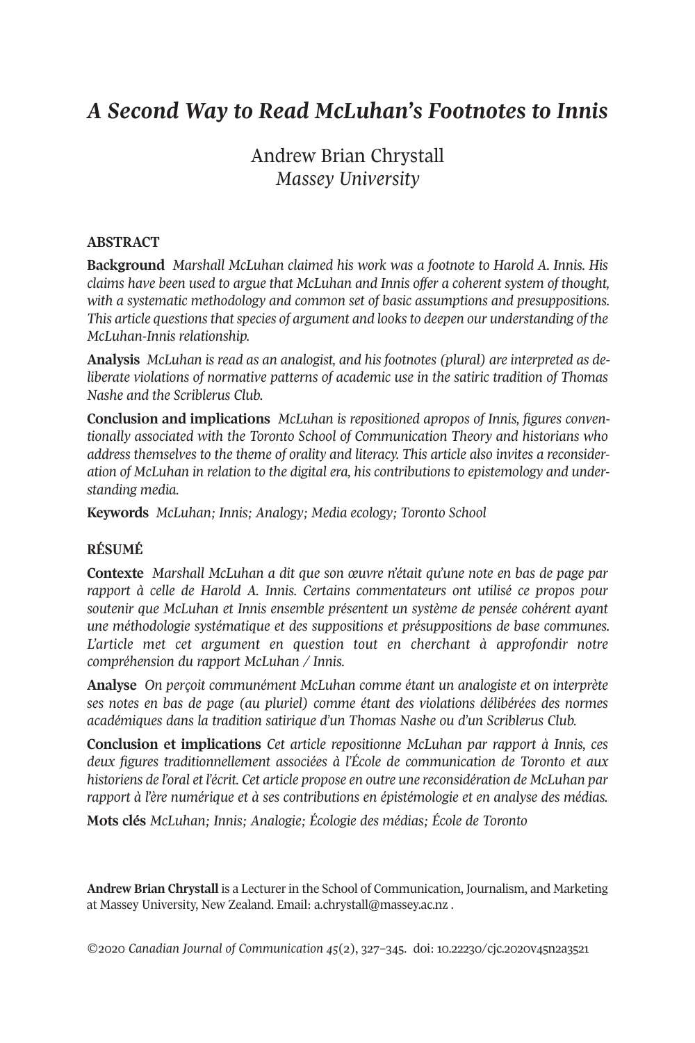# *A Second Way to Read McLuhan's Footnotes to Innis*

Andrew Brian Chrystall
*Massey University*

## ABSTRACT

**Background** *Marshall McLuhan claimed his work was a footnote to Harold A. Innis. His claims have been used to argue that McLuhan and Innis offer a coherent system of thought, with a systematic methodology and common set of basic assumptions and presuppositions. This article questions that species of argument and looks to deepen our understanding of the McLuhan-Innis relationship.*

**Analysis** *McLuhan is read as an analogist, and his footnotes (plural) are interpreted as deliberate violations of normative patterns of academic use in the satiric tradition of Thomas Nashe and the Scriblerus Club.*

**Conclusion and implications** *McLuhan is repositioned apropos of Innis, figures conventionally associated with the Toronto School of Communication Theory and historians who address themselves to the theme of orality and literacy. This article also invites a reconsideration of McLuhan in relation to the digital era, his contributions to epistemology and understanding media.*

**Keywords** *McLuhan; Innis; Analogy; Media ecology; Toronto School*

## RÉSUMÉ

**Contexte** *Marshall McLuhan a dit que son œuvre n'était qu'une note en bas de page par rapport à celle de Harold A. Innis. Certains commentateurs ont utilisé ce propos pour soutenir que McLuhan et Innis ensemble présentent un système de pensée cohérent ayant une méthodologie systématique et des suppositions et présuppositions de base communes. L'article met cet argument en question tout en cherchant à approfondir notre compréhension du rapport McLuhan / Innis.*

**Analyse** *On perçoit communément McLuhan comme étant un analogiste et on interprète ses notes en bas de page (au pluriel) comme étant des violations délibérées des normes académiques dans la tradition satirique d'un Thomas Nashe ou d'un Scriblerus Club.*

**Conclusion et implications** *Cet article repositionne McLuhan par rapport à Innis, ces deux figures traditionnellement associées à l'École de communication de Toronto et aux historiens de l'oral et l'écrit. Cet article propose en outre une reconsidération de McLuhan par rapport à l'ère numérique et à ses contributions en épistémologie et en analyse des médias.*

**Mots clés** *McLuhan; Innis; Analogie; Écologie des médias; École de Toronto*

**Andrew Brian Chrystall** is a Lecturer in the School of Communication, Journalism, and Marketing at Massey University, New Zealand. Email: a.chrystall@massey.ac.nz .

©2020 *Canadian Journal of Communication 45*(2), 327–345. doi: 10.22230/cjc.2020v45n2a3521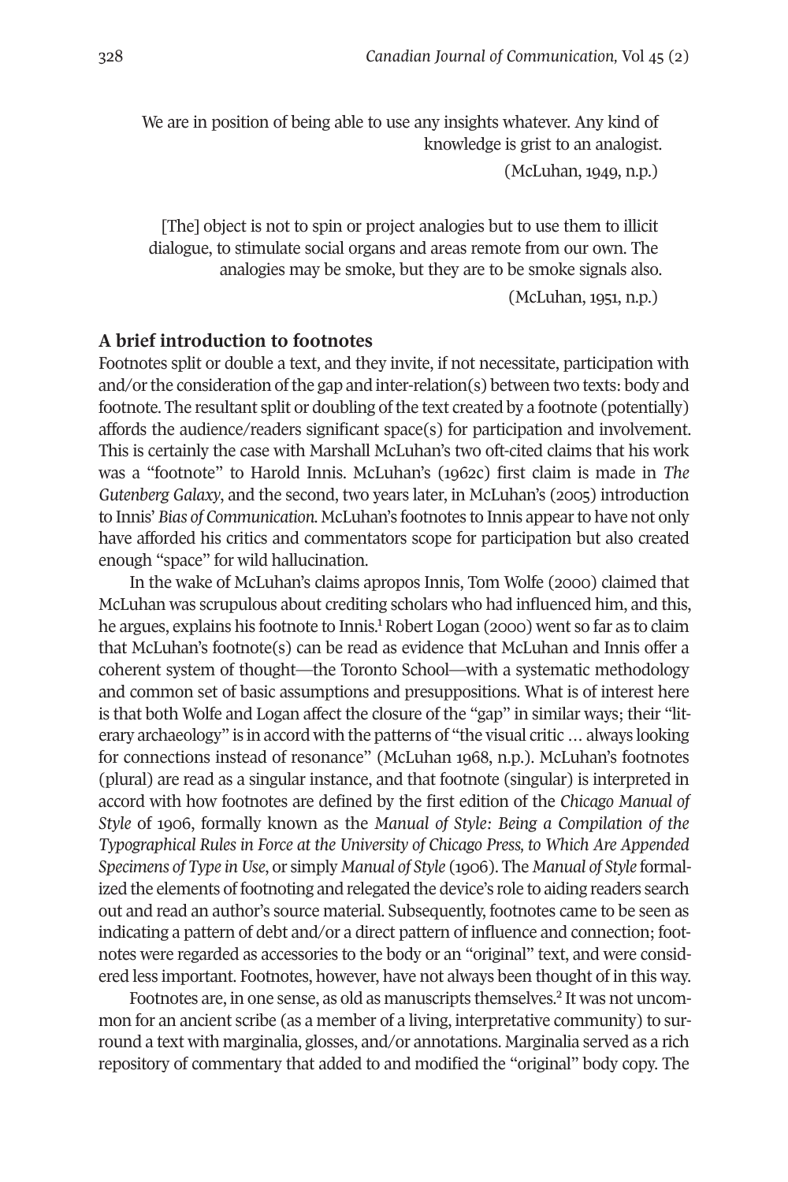> We are in position of being able to use any insights whatever. Any kind of knowledge is grist to an analogist.
>
> (McLuhan, 1949, n.p.)

> [The] object is not to spin or project analogies but to use them to illicit dialogue, to stimulate social organs and areas remote from our own. The analogies may be smoke, but they are to be smoke signals also.
>
> (McLuhan, 1951, n.p.)

## A brief introduction to footnotes

Footnotes split or double a text, and they invite, if not necessitate, participation with and/or the consideration of the gap and inter-relation(s) between two texts: body and footnote. The resultant split or doubling of the text created by a footnote (potentially) affords the audience/readers significant space(s) for participation and involvement. This is certainly the case with Marshall McLuhan's two oft-cited claims that his work was a "footnote" to Harold Innis. McLuhan's (1962c) first claim is made in *The Gutenberg Galaxy*, and the second, two years later, in McLuhan's (2005) introduction to Innis' *Bias of Communication.* McLuhan's footnotes to Innis appear to have not only have afforded his critics and commentators scope for participation but also created enough "space" for wild hallucination.

In the wake of McLuhan's claims apropos Innis, Tom Wolfe (2000) claimed that McLuhan was scrupulous about crediting scholars who had influenced him, and this, he argues, explains his footnote to Innis.[1] Robert Logan (2000) went so far as to claim that McLuhan's footnote(s) can be read as evidence that McLuhan and Innis offer a coherent system of thought—the Toronto School—with a systematic methodology and common set of basic assumptions and presuppositions. What is of interest here is that both Wolfe and Logan affect the closure of the "gap" in similar ways; their "literary archaeology" is in accord with the patterns of "the visual critic … always looking for connections instead of resonance" (McLuhan 1968, n.p.). McLuhan's footnotes (plural) are read as a singular instance, and that footnote (singular) is interpreted in accord with how footnotes are defined by the first edition of the *Chicago Manual of Style* of 1906, formally known as the *Manual of Style: Being a Compilation of the Typographical Rules in Force at the University of Chicago Press, to Which Are Appended Specimens of Type in Use*, or simply *Manual of Style* (1906). The *Manual of Style* formalized the elements of footnoting and relegated the device's role to aiding readers search out and read an author's source material. Subsequently, footnotes came to be seen as indicating a pattern of debt and/or a direct pattern of influence and connection; footnotes were regarded as accessories to the body or an "original" text, and were considered less important. Footnotes, however, have not always been thought of in this way.

Footnotes are, in one sense, as old as manuscripts themselves.[2] It was not uncommon for an ancient scribe (as a member of a living, interpretative community) to surround a text with marginalia, glosses, and/or annotations. Marginalia served as a rich repository of commentary that added to and modified the "original" body copy. The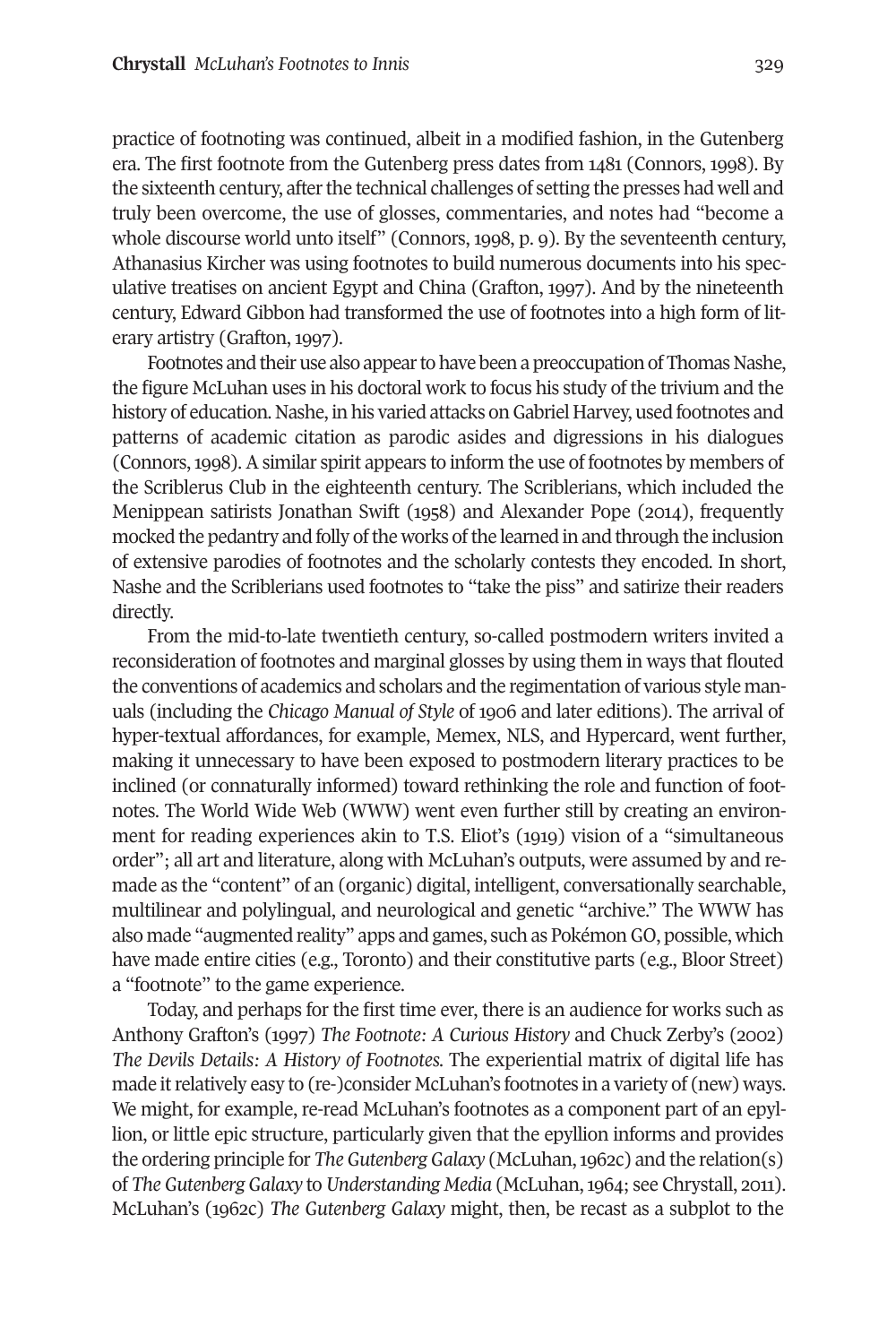practice of footnoting was continued, albeit in a modified fashion, in the Gutenberg era. The first footnote from the Gutenberg press dates from 1481 (Connors, 1998). By the sixteenth century, after the technical challenges of setting the presses had well and truly been overcome, the use of glosses, commentaries, and notes had "become a whole discourse world unto itself" (Connors, 1998, p. 9). By the seventeenth century, Athanasius Kircher was using footnotes to build numerous documents into his speculative treatises on ancient Egypt and China (Grafton, 1997). And by the nineteenth century, Edward Gibbon had transformed the use of footnotes into a high form of literary artistry (Grafton, 1997).

Footnotes and their use also appear to have been a preoccupation of Thomas Nashe, the figure McLuhan uses in his doctoral work to focus his study of the trivium and the history of education. Nashe, in his varied attacks on Gabriel Harvey, used footnotes and patterns of academic citation as parodic asides and digressions in his dialogues (Connors, 1998). A similar spirit appears to inform the use of footnotes by members of the Scriblerus Club in the eighteenth century. The Scriblerians, which included the Menippean satirists Jonathan Swift (1958) and Alexander Pope (2014), frequently mocked the pedantry and folly of the works of the learned in and through the inclusion of extensive parodies of footnotes and the scholarly contests they encoded. In short, Nashe and the Scriblerians used footnotes to "take the piss" and satirize their readers directly.

From the mid-to-late twentieth century, so-called postmodern writers invited a reconsideration of footnotes and marginal glosses by using them in ways that flouted the conventions of academics and scholars and the regimentation of various style manuals (including the *Chicago Manual of Style* of 1906 and later editions). The arrival of hyper-textual affordances, for example, Memex, NLS, and Hypercard, went further, making it unnecessary to have been exposed to postmodern literary practices to be inclined (or connaturally informed) toward rethinking the role and function of footnotes. The World Wide Web (WWW) went even further still by creating an environment for reading experiences akin to T.S. Eliot's (1919) vision of a "simultaneous order"; all art and literature, along with McLuhan's outputs, were assumed by and remade as the "content" of an (organic) digital, intelligent, conversationally searchable, multilinear and polylingual, and neurological and genetic "archive." The WWW has also made "augmented reality" apps and games, such as Pokémon GO, possible, which have made entire cities (e.g., Toronto) and their constitutive parts (e.g., Bloor Street) a "footnote" to the game experience.

Today, and perhaps for the first time ever, there is an audience for works such as Anthony Grafton's (1997) *The Footnote: A Curious History* and Chuck Zerby's (2002) *The Devils Details: A History of Footnotes.* The experiential matrix of digital life has made it relatively easy to (re-)consider McLuhan's footnotes in a variety of (new) ways. We might, for example, re-read McLuhan's footnotes as a component part of an epyllion, or little epic structure, particularly given that the epyllion informs and provides the ordering principle for *The Gutenberg Galaxy* (McLuhan, 1962c) and the relation(s) of *The Gutenberg Galaxy* to *Understanding Media* (McLuhan, 1964; see Chrystall, 2011). McLuhan's (1962c) *The Gutenberg Galaxy* might, then, be recast as a subplot to the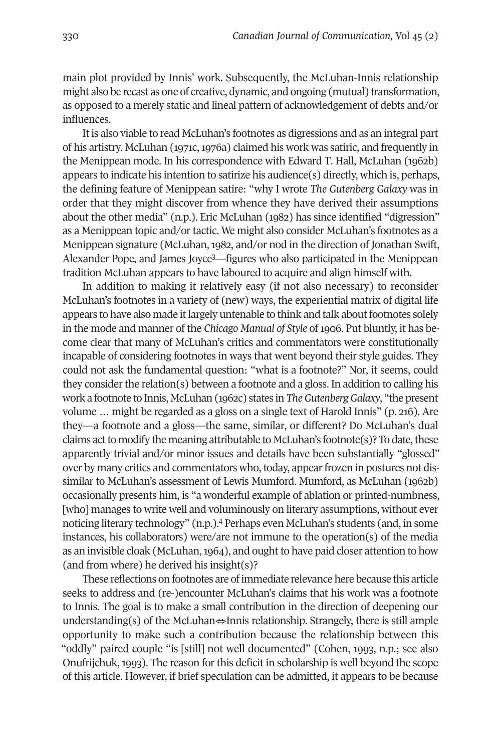main plot provided by Innis' work. Subsequently, the McLuhan-Innis relationship might also be recast as one of creative, dynamic, and ongoing (mutual) transformation, as opposed to a merely static and lineal pattern of acknowledgement of debts and/or influences.

It is also viable to read McLuhan's footnotes as digressions and as an integral part of his artistry. McLuhan (1971c, 1976a) claimed his work was satiric, and frequently in the Menippean mode. In his correspondence with Edward T. Hall, McLuhan (1962b) appears to indicate his intention to satirize his audience(s) directly, which is, perhaps, the defining feature of Menippean satire: "why I wrote *The Gutenberg Galaxy* was in order that they might discover from whence they have derived their assumptions about the other media" (n.p.). Eric McLuhan (1982) has since identified "digression" as a Menippean topic and/or tactic. We might also consider McLuhan's footnotes as a Menippean signature (McLuhan, 1982, and/or nod in the direction of Jonathan Swift, Alexander Pope, and James Joyce[3]—figures who also participated in the Menippean tradition McLuhan appears to have laboured to acquire and align himself with.

In addition to making it relatively easy (if not also necessary) to reconsider McLuhan's footnotes in a variety of (new) ways, the experiential matrix of digital life appears to have also made it largely untenable to think and talk about footnotes solely in the mode and manner of the *Chicago Manual of Style* of 1906. Put bluntly, it has become clear that many of McLuhan's critics and commentators were constitutionally incapable of considering footnotes in ways that went beyond their style guides. They could not ask the fundamental question: "what is a footnote?" Nor, it seems, could they consider the relation(s) between a footnote and a gloss. In addition to calling his work a footnote to Innis, McLuhan (1962c) states in *The Gutenberg Galaxy*, "the present volume … might be regarded as a gloss on a single text of Harold Innis" (p. 216). Are they—a footnote and a gloss—the same, similar, or different? Do McLuhan's dual claims act to modify the meaning attributable to McLuhan's footnote(s)? To date, these apparently trivial and/or minor issues and details have been substantially "glossed" over by many critics and commentators who, today, appear frozen in postures not dissimilar to McLuhan's assessment of Lewis Mumford. Mumford, as McLuhan (1962b) occasionally presents him, is "a wonderful example of ablation or printed-numbness, [who] manages to write well and voluminously on literary assumptions, without ever noticing literary technology" (n.p.).[4] Perhaps even McLuhan's students (and, in some instances, his collaborators) were/are not immune to the operation(s) of the media as an invisible cloak (McLuhan, 1964), and ought to have paid closer attention to how (and from where) he derived his insight(s)?

These reflections on footnotes are of immediate relevance here because this article seeks to address and (re-)encounter McLuhan's claims that his work was a footnote to Innis. The goal is to make a small contribution in the direction of deepening our understanding(s) of the McLuhan⇔Innis relationship. Strangely, there is still ample opportunity to make such a contribution because the relationship between this "oddly" paired couple "is [still] not well documented" (Cohen, 1993, n.p.; see also Onufrijchuk, 1993). The reason for this deficit in scholarship is well beyond the scope of this article. However, if brief speculation can be admitted, it appears to be because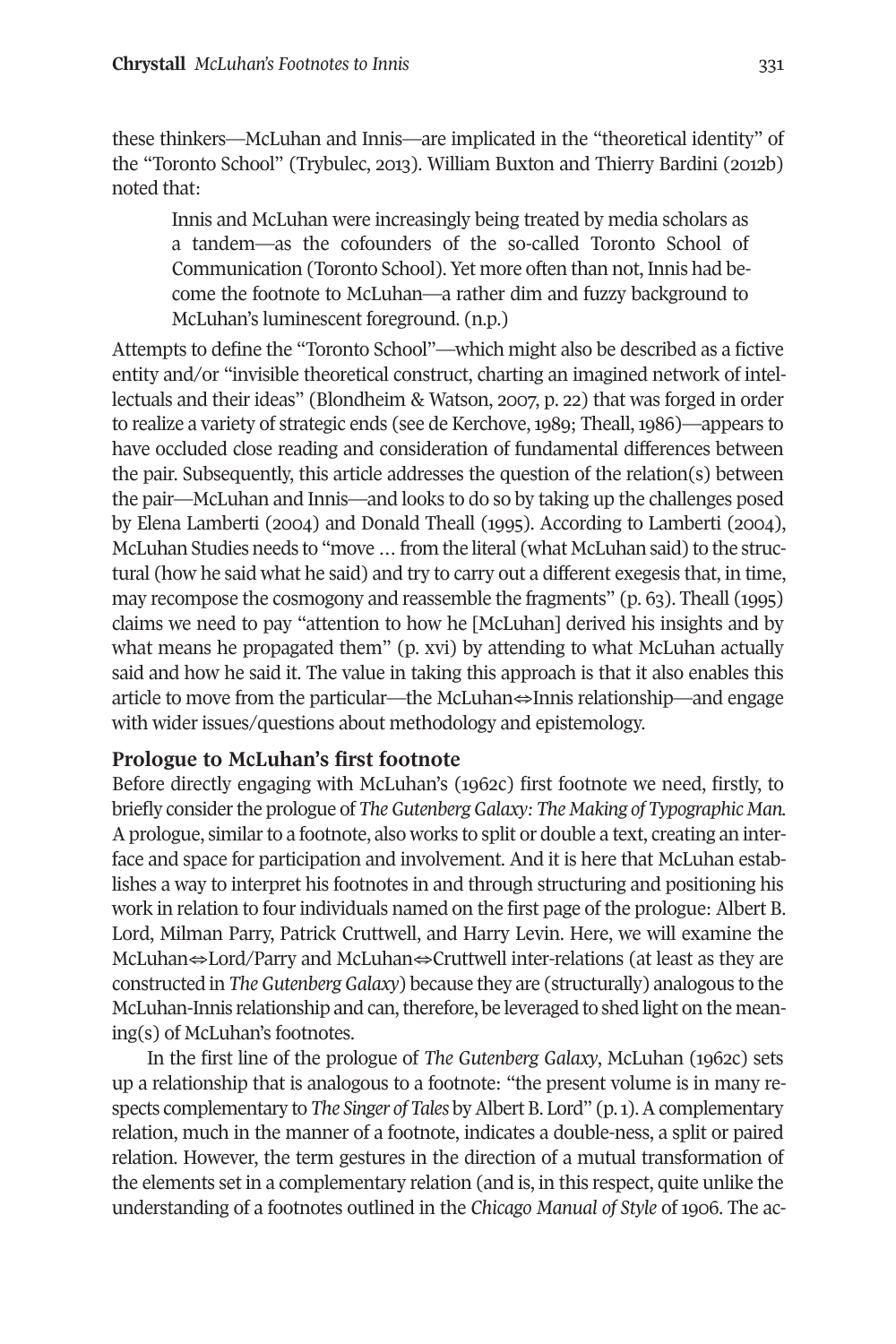these thinkers—McLuhan and Innis—are implicated in the "theoretical identity" of the "Toronto School" (Trybulec, 2013). William Buxton and Thierry Bardini (2012b) noted that:

> Innis and McLuhan were increasingly being treated by media scholars as a tandem—as the cofounders of the so-called Toronto School of Communication (Toronto School). Yet more often than not, Innis had become the footnote to McLuhan—a rather dim and fuzzy background to McLuhan's luminescent foreground. (n.p.)

Attempts to define the "Toronto School"—which might also be described as a fictive entity and/or "invisible theoretical construct, charting an imagined network of intellectuals and their ideas" (Blondheim & Watson, 2007, p. 22) that was forged in order to realize a variety of strategic ends (see de Kerchove, 1989; Theall, 1986)—appears to have occluded close reading and consideration of fundamental differences between the pair. Subsequently, this article addresses the question of the relation(s) between the pair—McLuhan and Innis—and looks to do so by taking up the challenges posed by Elena Lamberti (2004) and Donald Theall (1995). According to Lamberti (2004), McLuhan Studies needs to "move … from the literal (what McLuhan said) to the structural (how he said what he said) and try to carry out a different exegesis that, in time, may recompose the cosmogony and reassemble the fragments" (p. 63). Theall (1995) claims we need to pay "attention to how he [McLuhan] derived his insights and by what means he propagated them" (p. xvi) by attending to what McLuhan actually said and how he said it. The value in taking this approach is that it also enables this article to move from the particular—the McLuhan⇔Innis relationship—and engage with wider issues/questions about methodology and epistemology.

## Prologue to McLuhan's first footnote

Before directly engaging with McLuhan's (1962c) first footnote we need, firstly, to briefly consider the prologue of *The Gutenberg Galaxy: The Making of Typographic Man.* A prologue, similar to a footnote, also works to split or double a text, creating an interface and space for participation and involvement. And it is here that McLuhan establishes a way to interpret his footnotes in and through structuring and positioning his work in relation to four individuals named on the first page of the prologue: Albert B. Lord, Milman Parry, Patrick Cruttwell, and Harry Levin. Here, we will examine the McLuhan⇔Lord/Parry and McLuhan⇔Cruttwell inter-relations (at least as they are constructed in *The Gutenberg Galaxy*) because they are (structurally) analogous to the McLuhan-Innis relationship and can, therefore, be leveraged to shed light on the meaning(s) of McLuhan's footnotes.

In the first line of the prologue of *The Gutenberg Galaxy*, McLuhan (1962c) sets up a relationship that is analogous to a footnote: "the present volume is in many respects complementary to *The Singer of Tales* by Albert B. Lord" (p. 1). A complementary relation, much in the manner of a footnote, indicates a double-ness, a split or paired relation. However, the term gestures in the direction of a mutual transformation of the elements set in a complementary relation (and is, in this respect, quite unlike the understanding of a footnotes outlined in the *Chicago Manual of Style* of 1906. The ac-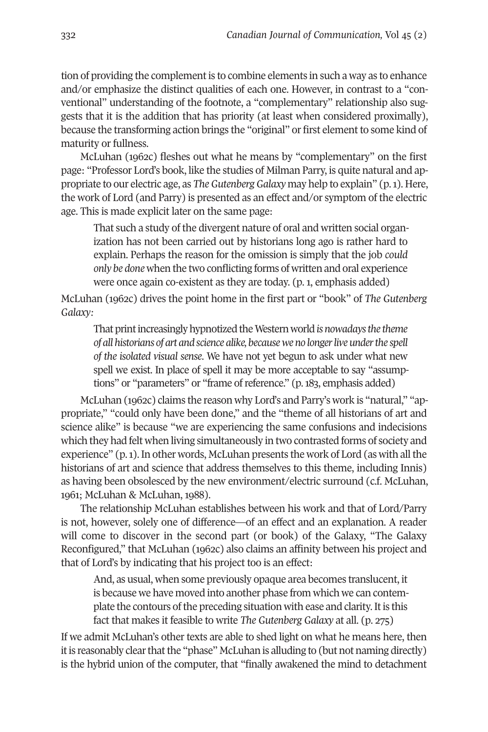tion of providing the complement is to combine elements in such a way as to enhance and/or emphasize the distinct qualities of each one. However, in contrast to a "conventional" understanding of the footnote, a "complementary" relationship also suggests that it is the addition that has priority (at least when considered proximally), because the transforming action brings the "original" or first element to some kind of maturity or fullness.

McLuhan (1962c) fleshes out what he means by "complementary" on the first page: "Professor Lord's book, like the studies of Milman Parry, is quite natural and appropriate to our electric age, as *The Gutenberg Galaxy* may help to explain" (p. 1). Here, the work of Lord (and Parry) is presented as an effect and/or symptom of the electric age. This is made explicit later on the same page:

> That such a study of the divergent nature of oral and written social organization has not been carried out by historians long ago is rather hard to explain. Perhaps the reason for the omission is simply that the job *could only be done* when the two conflicting forms of written and oral experience were once again co-existent as they are today. (p. 1, emphasis added)

McLuhan (1962c) drives the point home in the first part or "book" of *The Gutenberg Galaxy*:

> That print increasingly hypnotized the Western world *is nowadays the theme of all historians of art and science alike, because we no longer live under the spell of the isolated visual sense*. We have not yet begun to ask under what new spell we exist. In place of spell it may be more acceptable to say "assumptions" or "parameters" or "frame of reference." (p. 183, emphasis added)

McLuhan (1962c) claims the reason why Lord's and Parry's work is "natural," "appropriate," "could only have been done," and the "theme of all historians of art and science alike" is because "we are experiencing the same confusions and indecisions which they had felt when living simultaneously in two contrasted forms of society and experience" (p. 1). In other words, McLuhan presents the work of Lord (as with all the historians of art and science that address themselves to this theme, including Innis) as having been obsolesced by the new environment/electric surround (c.f. McLuhan, 1961; McLuhan & McLuhan, 1988).

The relationship McLuhan establishes between his work and that of Lord/Parry is not, however, solely one of difference—of an effect and an explanation. A reader will come to discover in the second part (or book) of the Galaxy, "The Galaxy Reconfigured," that McLuhan (1962c) also claims an affinity between his project and that of Lord's by indicating that his project too is an effect:

> And, as usual, when some previously opaque area becomes translucent, it is because we have moved into another phase from which we can contemplate the contours of the preceding situation with ease and clarity. It is this fact that makes it feasible to write *The Gutenberg Galaxy* at all. (p. 275)

If we admit McLuhan's other texts are able to shed light on what he means here, then it is reasonably clear that the "phase" McLuhan is alluding to (but not naming directly) is the hybrid union of the computer, that "finally awakened the mind to detachment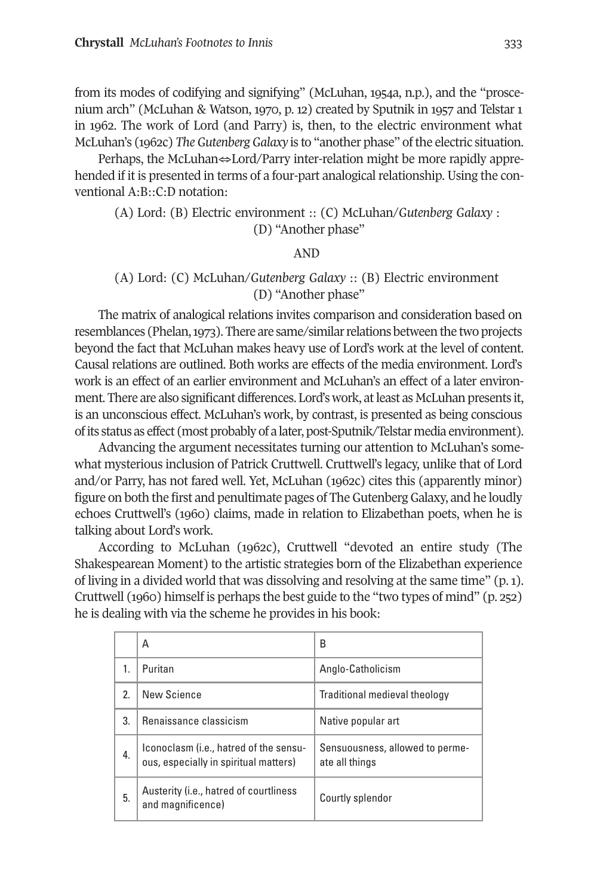from its modes of codifying and signifying" (McLuhan, 1954a, n.p.), and the "proscenium arch" (McLuhan & Watson, 1970, p. 12) created by Sputnik in 1957 and Telstar 1 in 1962. The work of Lord (and Parry) is, then, to the electric environment what McLuhan's (1962c) *The Gutenberg Galaxy* is to "another phase" of the electric situation.

Perhaps, the McLuhan⇔Lord/Parry inter-relation might be more rapidly apprehended if it is presented in terms of a four-part analogical relationship. Using the conventional A:B::C:D notation:

(A) Lord: (B) Electric environment :: (C) McLuhan/*Gutenberg Galaxy* : (D) "Another phase"

AND

(A) Lord: (C) McLuhan/*Gutenberg Galaxy* :: (B) Electric environment (D) "Another phase"

The matrix of analogical relations invites comparison and consideration based on resemblances (Phelan, 1973). There are same/similar relations between the two projects beyond the fact that McLuhan makes heavy use of Lord's work at the level of content. Causal relations are outlined. Both works are effects of the media environment. Lord's work is an effect of an earlier environment and McLuhan's an effect of a later environment. There are also significant differences. Lord's work, at least as McLuhan presents it, is an unconscious effect. McLuhan's work, by contrast, is presented as being conscious of its status as effect (most probably of a later, post-Sputnik/Telstar media environment).

Advancing the argument necessitates turning our attention to McLuhan's somewhat mysterious inclusion of Patrick Cruttwell. Cruttwell's legacy, unlike that of Lord and/or Parry, has not fared well. Yet, McLuhan (1962c) cites this (apparently minor) figure on both the first and penultimate pages of The Gutenberg Galaxy, and he loudly echoes Cruttwell's (1960) claims, made in relation to Elizabethan poets, when he is talking about Lord's work.

According to McLuhan (1962c), Cruttwell "devoted an entire study (The Shakespearean Moment) to the artistic strategies born of the Elizabethan experience of living in a divided world that was dissolving and resolving at the same time" (p. 1). Cruttwell (1960) himself is perhaps the best guide to the "two types of mind" (p. 252) he is dealing with via the scheme he provides in his book:

| | A | B |
|---|---|---|
| 1. | Puritan | Anglo-Catholicism |
| 2. | New Science | Traditional medieval theology |
| 3. | Renaissance classicism | Native popular art |
| 4. | Iconoclasm (i.e., hatred of the sensuous, especially in spiritual matters) | Sensuousness, allowed to permeate all things |
| 5. | Austerity (i.e., hatred of courtliness and magnificence) | Courtly splendor |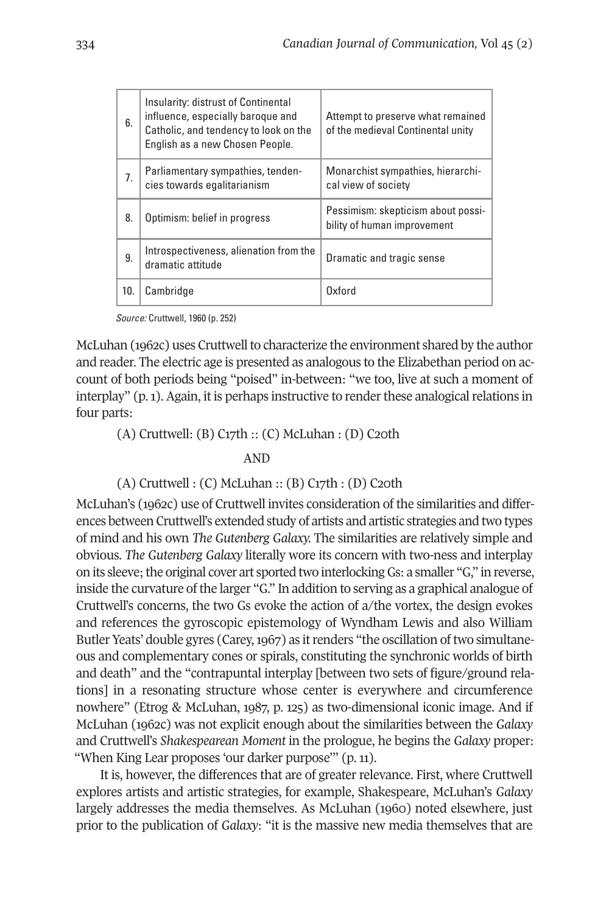| | | |
|---|---|---|
| 6. | Insularity: distrust of Continental influence, especially baroque and Catholic, and tendency to look on the English as a new Chosen People. | Attempt to preserve what remained of the medieval Continental unity |
| 7. | Parliamentary sympathies, tendencies towards egalitarianism | Monarchist sympathies, hierarchical view of society |
| 8. | Optimism: belief in progress | Pessimism: skepticism about possibility of human improvement |
| 9. | Introspectiveness, alienation from the dramatic attitude | Dramatic and tragic sense |
| 10. | Cambridge | Oxford |

*Source:* Cruttwell, 1960 (p. 252)

McLuhan (1962c) uses Cruttwell to characterize the environment shared by the author and reader. The electric age is presented as analogous to the Elizabethan period on account of both periods being "poised" in-between: "we too, live at such a moment of interplay" (p. 1). Again, it is perhaps instructive to render these analogical relations in four parts:

(A) Cruttwell: (B) C17th :: (C) McLuhan : (D) C20th

AND

(A) Cruttwell : (C) McLuhan :: (B) C17th : (D) C20th

McLuhan's (1962c) use of Cruttwell invites consideration of the similarities and differences between Cruttwell's extended study of artists and artistic strategies and two types of mind and his own *The Gutenberg Galaxy.* The similarities are relatively simple and obvious. *The Gutenberg Galaxy* literally wore its concern with two-ness and interplay on its sleeve; the original cover art sported two interlocking Gs: a smaller "G," in reverse, inside the curvature of the larger "G." In addition to serving as a graphical analogue of Cruttwell's concerns, the two Gs evoke the action of a/the vortex, the design evokes and references the gyroscopic epistemology of Wyndham Lewis and also William Butler Yeats' double gyres (Carey, 1967) as it renders "the oscillation of two simultaneous and complementary cones or spirals, constituting the synchronic worlds of birth and death" and the "contrapuntal interplay [between two sets of figure/ground relations] in a resonating structure whose center is everywhere and circumference nowhere" (Etrog & McLuhan, 1987, p. 125) as two-dimensional iconic image. And if McLuhan (1962c) was not explicit enough about the similarities between the *Galaxy* and Cruttwell's *Shakespearean Moment* in the prologue, he begins the *Galaxy* proper: "When King Lear proposes 'our darker purpose'" (p. 11).

It is, however, the differences that are of greater relevance. First, where Cruttwell explores artists and artistic strategies, for example, Shakespeare, McLuhan's *Galaxy* largely addresses the media themselves. As McLuhan (1960) noted elsewhere, just prior to the publication of *Galaxy*: "it is the massive new media themselves that are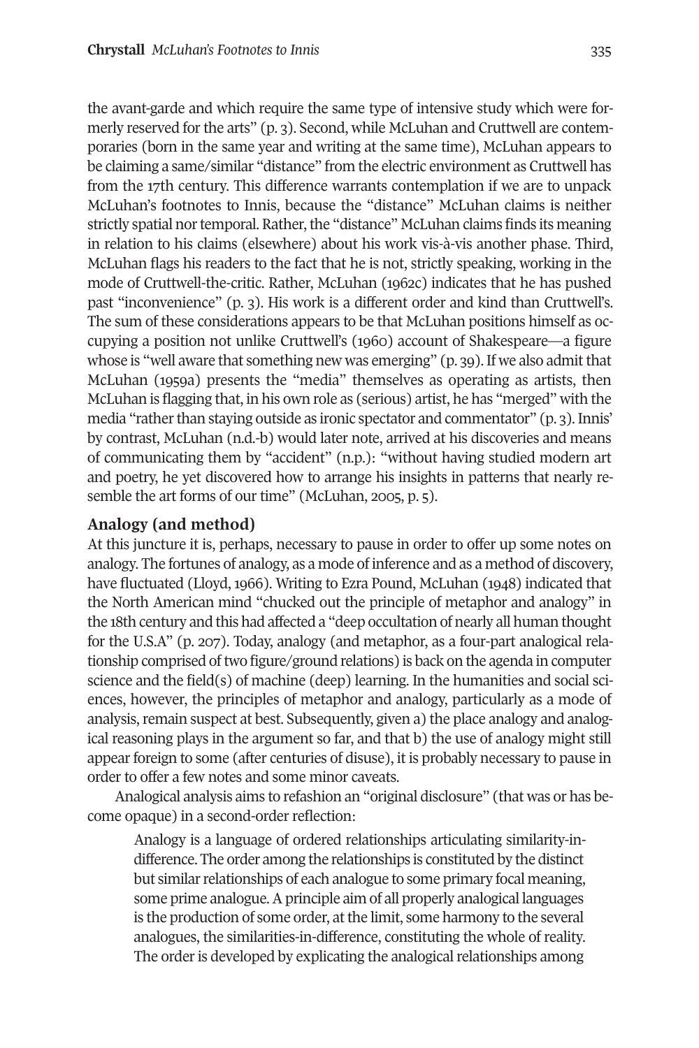the avant-garde and which require the same type of intensive study which were formerly reserved for the arts" (p. 3). Second, while McLuhan and Cruttwell are contemporaries (born in the same year and writing at the same time), McLuhan appears to be claiming a same/similar "distance" from the electric environment as Cruttwell has from the 17th century. This difference warrants contemplation if we are to unpack McLuhan's footnotes to Innis, because the "distance" McLuhan claims is neither strictly spatial nor temporal. Rather, the "distance" McLuhan claims finds its meaning in relation to his claims (elsewhere) about his work vis-à-vis another phase. Third, McLuhan flags his readers to the fact that he is not, strictly speaking, working in the mode of Cruttwell-the-critic. Rather, McLuhan (1962c) indicates that he has pushed past "inconvenience" (p. 3). His work is a different order and kind than Cruttwell's. The sum of these considerations appears to be that McLuhan positions himself as occupying a position not unlike Cruttwell's (1960) account of Shakespeare—a figure whose is "well aware that something new was emerging" (p. 39). If we also admit that McLuhan (1959a) presents the "media" themselves as operating as artists, then McLuhan is flagging that, in his own role as (serious) artist, he has "merged" with the media "rather than staying outside as ironic spectator and commentator" (p. 3). Innis' by contrast, McLuhan (n.d.-b) would later note, arrived at his discoveries and means of communicating them by "accident" (n.p.): "without having studied modern art and poetry, he yet discovered how to arrange his insights in patterns that nearly resemble the art forms of our time" (McLuhan, 2005, p. 5).

## Analogy (and method)

At this juncture it is, perhaps, necessary to pause in order to offer up some notes on analogy. The fortunes of analogy, as a mode of inference and as a method of discovery, have fluctuated (Lloyd, 1966). Writing to Ezra Pound, McLuhan (1948) indicated that the North American mind "chucked out the principle of metaphor and analogy" in the 18th century and this had affected a "deep occultation of nearly all human thought for the U.S.A" (p. 207). Today, analogy (and metaphor, as a four-part analogical relationship comprised of two figure/ground relations) is back on the agenda in computer science and the field(s) of machine (deep) learning. In the humanities and social sciences, however, the principles of metaphor and analogy, particularly as a mode of analysis, remain suspect at best. Subsequently, given a) the place analogy and analogical reasoning plays in the argument so far, and that b) the use of analogy might still appear foreign to some (after centuries of disuse), it is probably necessary to pause in order to offer a few notes and some minor caveats.

Analogical analysis aims to refashion an "original disclosure" (that was or has become opaque) in a second-order reflection:

> Analogy is a language of ordered relationships articulating similarity-in-difference. The order among the relationships is constituted by the distinct but similar relationships of each analogue to some primary focal meaning, some prime analogue. A principle aim of all properly analogical languages is the production of some order, at the limit, some harmony to the several analogues, the similarities-in-difference, constituting the whole of reality. The order is developed by explicating the analogical relationships among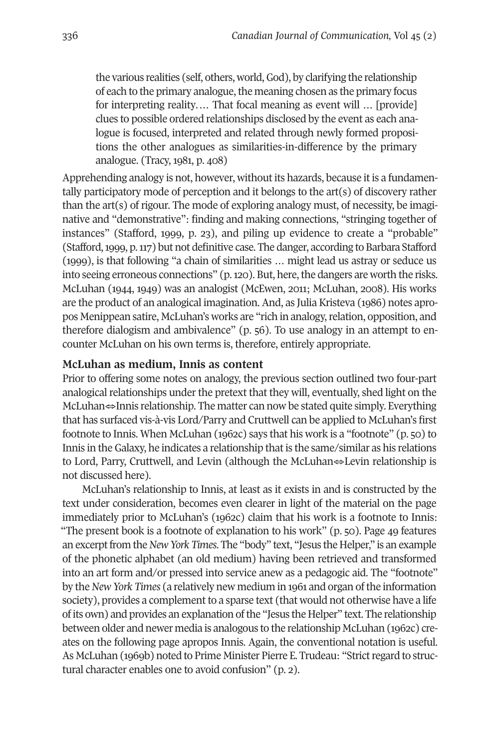> the various realities (self, others, world, God), by clarifying the relationship of each to the primary analogue, the meaning chosen as the primary focus for interpreting reality. … That focal meaning as event will … [provide] clues to possible ordered relationships disclosed by the event as each analogue is focused, interpreted and related through newly formed propositions the other analogues as similarities-in-difference by the primary analogue. (Tracy, 1981, p. 408)

Apprehending analogy is not, however, without its hazards, because it is a fundamentally participatory mode of perception and it belongs to the art(s) of discovery rather than the art(s) of rigour. The mode of exploring analogy must, of necessity, be imaginative and "demonstrative": finding and making connections, "stringing together of instances" (Stafford, 1999, p. 23), and piling up evidence to create a "probable" (Stafford, 1999, p. 117) but not definitive case. The danger, according to Barbara Stafford (1999), is that following "a chain of similarities … might lead us astray or seduce us into seeing erroneous connections" (p. 120). But, here, the dangers are worth the risks. McLuhan (1944, 1949) was an analogist (McEwen, 2011; McLuhan, 2008). His works are the product of an analogical imagination. And, as Julia Kristeva (1986) notes apropos Menippean satire, McLuhan's works are "rich in analogy, relation, opposition, and therefore dialogism and ambivalence" (p. 56). To use analogy in an attempt to encounter McLuhan on his own terms is, therefore, entirely appropriate.

### McLuhan as medium, Innis as content

Prior to offering some notes on analogy, the previous section outlined two four-part analogical relationships under the pretext that they will, eventually, shed light on the McLuhan⇔Innis relationship. The matter can now be stated quite simply. Everything that has surfaced vis-à-vis Lord/Parry and Cruttwell can be applied to McLuhan's first footnote to Innis. When McLuhan (1962c) says that his work is a "footnote" (p. 50) to Innis in the Galaxy, he indicates a relationship that is the same/similar as his relations to Lord, Parry, Cruttwell, and Levin (although the McLuhan⇔Levin relationship is not discussed here).

McLuhan's relationship to Innis, at least as it exists in and is constructed by the text under consideration, becomes even clearer in light of the material on the page immediately prior to McLuhan's (1962c) claim that his work is a footnote to Innis: "The present book is a footnote of explanation to his work" (p. 50). Page 49 features an excerpt from the *New York Times*. The "body" text, "Jesus the Helper," is an example of the phonetic alphabet (an old medium) having been retrieved and transformed into an art form and/or pressed into service anew as a pedagogic aid. The "footnote" by the *New York Times* (a relatively new medium in 1961 and organ of the information society), provides a complement to a sparse text (that would not otherwise have a life of its own) and provides an explanation of the "Jesus the Helper" text. The relationship between older and newer media is analogous to the relationship McLuhan (1962c) creates on the following page apropos Innis. Again, the conventional notation is useful. As McLuhan (1969b) noted to Prime Minister Pierre E. Trudeau: "Strict regard to structural character enables one to avoid confusion" (p. 2).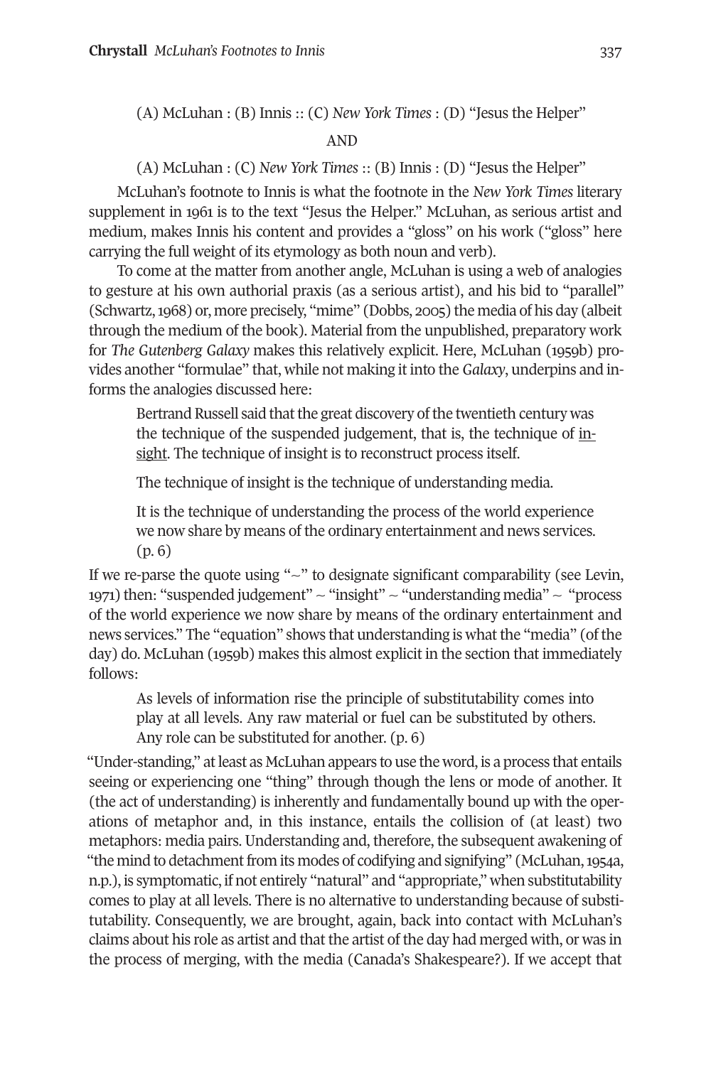(A) McLuhan : (B) Innis :: (C) *New York Times* : (D) "Jesus the Helper"

AND

(A) McLuhan : (C) *New York Times* :: (B) Innis : (D) "Jesus the Helper"

McLuhan's footnote to Innis is what the footnote in the *New York Times* literary supplement in 1961 is to the text "Jesus the Helper." McLuhan, as serious artist and medium, makes Innis his content and provides a "gloss" on his work ("gloss" here carrying the full weight of its etymology as both noun and verb).

To come at the matter from another angle, McLuhan is using a web of analogies to gesture at his own authorial praxis (as a serious artist), and his bid to "parallel" (Schwartz, 1968) or, more precisely, "mime" (Dobbs, 2005) the media of his day (albeit through the medium of the book). Material from the unpublished, preparatory work for *The Gutenberg Galaxy* makes this relatively explicit. Here, McLuhan (1959b) provides another "formulae" that, while not making it into the *Galaxy*, underpins and informs the analogies discussed here:

> Bertrand Russell said that the great discovery of the twentieth century was the technique of the suspended judgement, that is, the technique of <u>insight</u>. The technique of insight is to reconstruct process itself.
>
> The technique of insight is the technique of understanding media.
>
> It is the technique of understanding the process of the world experience we now share by means of the ordinary entertainment and news services. (p. 6)

If we re-parse the quote using "~" to designate significant comparability (see Levin, 1971) then: "suspended judgement" ~ "insight" ~ "understanding media" ~ "process of the world experience we now share by means of the ordinary entertainment and news services." The "equation" shows that understanding is what the "media" (of the day) do. McLuhan (1959b) makes this almost explicit in the section that immediately follows:

> As levels of information rise the principle of substitutability comes into play at all levels. Any raw material or fuel can be substituted by others. Any role can be substituted for another. (p. 6)

"Under-standing," at least as McLuhan appears to use the word, is a process that entails seeing or experiencing one "thing" through though the lens or mode of another. It (the act of understanding) is inherently and fundamentally bound up with the operations of metaphor and, in this instance, entails the collision of (at least) two metaphors: media pairs. Understanding and, therefore, the subsequent awakening of "the mind to detachment from its modes of codifying and signifying" (McLuhan, 1954a, n.p.), is symptomatic, if not entirely "natural" and "appropriate," when substitutability comes to play at all levels. There is no alternative to understanding because of substitutability. Consequently, we are brought, again, back into contact with McLuhan's claims about his role as artist and that the artist of the day had merged with, or was in the process of merging, with the media (Canada's Shakespeare?). If we accept that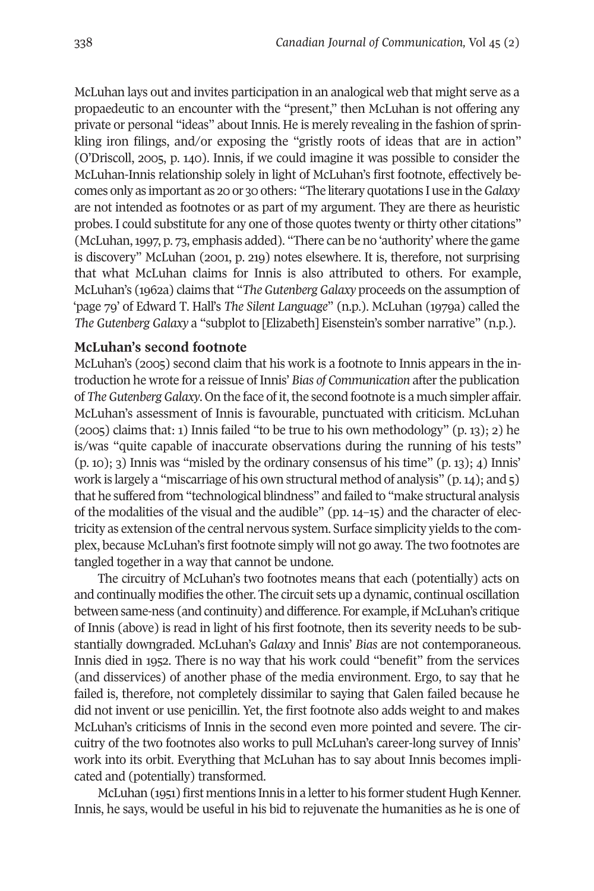McLuhan lays out and invites participation in an analogical web that might serve as a propaedeutic to an encounter with the "present," then McLuhan is not offering any private or personal "ideas" about Innis. He is merely revealing in the fashion of sprinkling iron filings, and/or exposing the "gristly roots of ideas that are in action" (O'Driscoll, 2005, p. 140). Innis, if we could imagine it was possible to consider the McLuhan-Innis relationship solely in light of McLuhan's first footnote, effectively becomes only as important as 20 or 30 others: "The literary quotations I use in the *Galaxy* are not intended as footnotes or as part of my argument. They are there as heuristic probes. I could substitute for any one of those quotes twenty or thirty other citations" (McLuhan, 1997, p. 73, emphasis added). "There can be no 'authority' where the game is discovery" McLuhan (2001, p. 219) notes elsewhere. It is, therefore, not surprising that what McLuhan claims for Innis is also attributed to others. For example, McLuhan's (1962a) claims that "*The Gutenberg Galaxy* proceeds on the assumption of 'page 79' of Edward T. Hall's *The Silent Language*" (n.p.). McLuhan (1979a) called the *The Gutenberg Galaxy* a "subplot to [Elizabeth] Eisenstein's somber narrative" (n.p.).

## McLuhan's second footnote

McLuhan's (2005) second claim that his work is a footnote to Innis appears in the introduction he wrote for a reissue of Innis' *Bias of Communication* after the publication of *The Gutenberg Galaxy*. On the face of it, the second footnote is a much simpler affair. McLuhan's assessment of Innis is favourable, punctuated with criticism. McLuhan (2005) claims that: 1) Innis failed "to be true to his own methodology" (p. 13); 2) he is/was "quite capable of inaccurate observations during the running of his tests" (p. 10); 3) Innis was "misled by the ordinary consensus of his time" (p. 13); 4) Innis' work is largely a "miscarriage of his own structural method of analysis" (p. 14); and 5) that he suffered from "technological blindness" and failed to "make structural analysis of the modalities of the visual and the audible" (pp. 14–15) and the character of electricity as extension of the central nervous system. Surface simplicity yields to the complex, because McLuhan's first footnote simply will not go away. The two footnotes are tangled together in a way that cannot be undone.

The circuitry of McLuhan's two footnotes means that each (potentially) acts on and continually modifies the other. The circuit sets up a dynamic, continual oscillation between same-ness (and continuity) and difference. For example, if McLuhan's critique of Innis (above) is read in light of his first footnote, then its severity needs to be substantially downgraded. McLuhan's *Galaxy* and Innis' *Bias* are not contemporaneous. Innis died in 1952. There is no way that his work could "benefit" from the services (and disservices) of another phase of the media environment. Ergo, to say that he failed is, therefore, not completely dissimilar to saying that Galen failed because he did not invent or use penicillin. Yet, the first footnote also adds weight to and makes McLuhan's criticisms of Innis in the second even more pointed and severe. The circuitry of the two footnotes also works to pull McLuhan's career-long survey of Innis' work into its orbit. Everything that McLuhan has to say about Innis becomes implicated and (potentially) transformed.

McLuhan (1951) first mentions Innis in a letter to his former student Hugh Kenner. Innis, he says, would be useful in his bid to rejuvenate the humanities as he is one of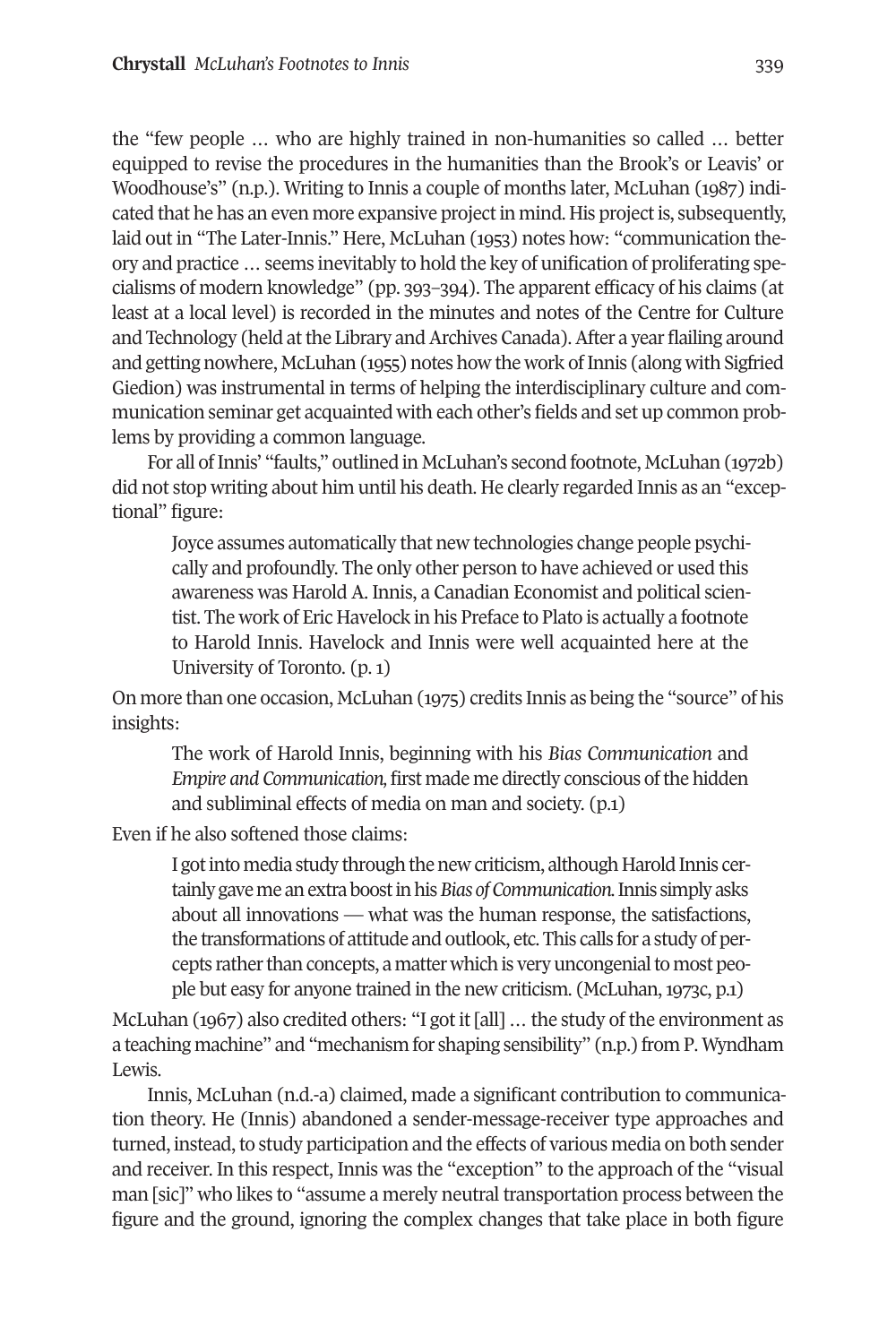the "few people … who are highly trained in non-humanities so called … better equipped to revise the procedures in the humanities than the Brook's or Leavis' or Woodhouse's" (n.p.). Writing to Innis a couple of months later, McLuhan (1987) indicated that he has an even more expansive project in mind. His project is, subsequently, laid out in "The Later-Innis." Here, McLuhan (1953) notes how: "communication theory and practice … seems inevitably to hold the key of unification of proliferating specialisms of modern knowledge" (pp. 393–394). The apparent efficacy of his claims (at least at a local level) is recorded in the minutes and notes of the Centre for Culture and Technology (held at the Library and Archives Canada). After a year flailing around and getting nowhere, McLuhan (1955) notes how the work of Innis (along with Sigfried Giedion) was instrumental in terms of helping the interdisciplinary culture and communication seminar get acquainted with each other's fields and set up common problems by providing a common language.

For all of Innis' "faults," outlined in McLuhan's second footnote, McLuhan (1972b) did not stop writing about him until his death. He clearly regarded Innis as an "exceptional" figure:

> Joyce assumes automatically that new technologies change people psychically and profoundly. The only other person to have achieved or used this awareness was Harold A. Innis, a Canadian Economist and political scientist. The work of Eric Havelock in his Preface to Plato is actually a footnote to Harold Innis. Havelock and Innis were well acquainted here at the University of Toronto. (p. 1)

On more than one occasion, McLuhan (1975) credits Innis as being the "source" of his insights:

> The work of Harold Innis, beginning with his *Bias Communication* and *Empire and Communication*, first made me directly conscious of the hidden and subliminal effects of media on man and society. (p.1)

Even if he also softened those claims:

> I got into media study through the new criticism, although Harold Innis certainly gave me an extra boost in his *Bias of Communication*. Innis simply asks about all innovations — what was the human response, the satisfactions, the transformations of attitude and outlook, etc. This calls for a study of percepts rather than concepts, a matter which is very uncongenial to most people but easy for anyone trained in the new criticism. (McLuhan, 1973c, p.1)

McLuhan (1967) also credited others: "I got it [all] … the study of the environment as a teaching machine" and "mechanism for shaping sensibility" (n.p.) from P. Wyndham Lewis.

Innis, McLuhan (n.d.-a) claimed, made a significant contribution to communication theory. He (Innis) abandoned a sender-message-receiver type approaches and turned, instead, to study participation and the effects of various media on both sender and receiver. In this respect, Innis was the "exception" to the approach of the "visual man [sic]" who likes to "assume a merely neutral transportation process between the figure and the ground, ignoring the complex changes that take place in both figure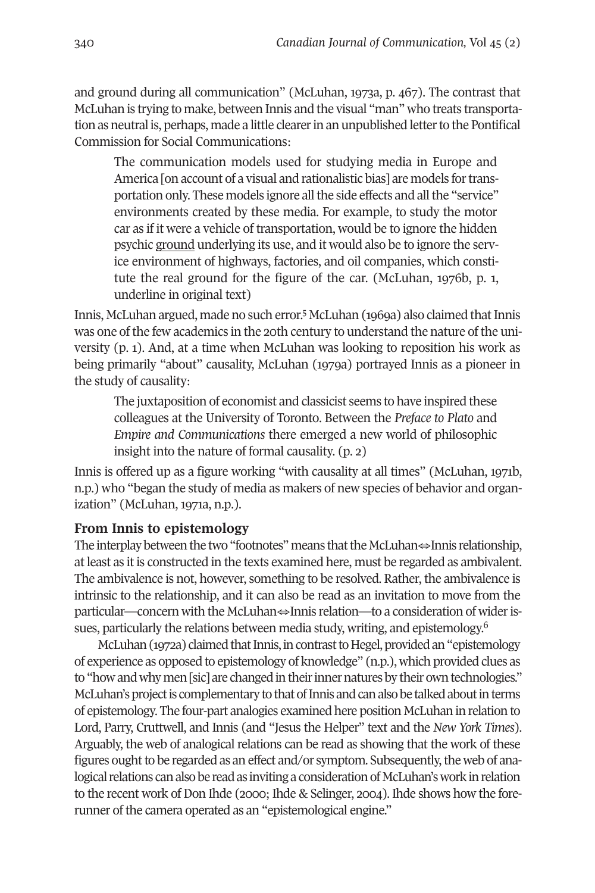and ground during all communication" (McLuhan, 1973a, p. 467). The contrast that McLuhan is trying to make, between Innis and the visual "man" who treats transportation as neutral is, perhaps, made a little clearer in an unpublished letter to the Pontifical Commission for Social Communications:

> The communication models used for studying media in Europe and America [on account of a visual and rationalistic bias] are models for transportation only. These models ignore all the side effects and all the "service" environments created by these media. For example, to study the motor car as if it were a vehicle of transportation, would be to ignore the hidden psychic <u>ground</u> underlying its use, and it would also be to ignore the service environment of highways, factories, and oil companies, which constitute the real ground for the figure of the car. (McLuhan, 1976b, p. 1, underline in original text)

Innis, McLuhan argued, made no such error.[5] McLuhan (1969a) also claimed that Innis was one of the few academics in the 20th century to understand the nature of the university (p. 1). And, at a time when McLuhan was looking to reposition his work as being primarily "about" causality, McLuhan (1979a) portrayed Innis as a pioneer in the study of causality:

> The juxtaposition of economist and classicist seems to have inspired these colleagues at the University of Toronto. Between the *Preface to Plato* and *Empire and Communications* there emerged a new world of philosophic insight into the nature of formal causality. (p. 2)

Innis is offered up as a figure working "with causality at all times" (McLuhan, 1971b, n.p.) who "began the study of media as makers of new species of behavior and organization" (McLuhan, 1971a, n.p.).

### From Innis to epistemology

The interplay between the two "footnotes" means that the McLuhan⇔Innis relationship, at least as it is constructed in the texts examined here, must be regarded as ambivalent. The ambivalence is not, however, something to be resolved. Rather, the ambivalence is intrinsic to the relationship, and it can also be read as an invitation to move from the particular—concern with the McLuhan⇔Innis relation—to a consideration of wider issues, particularly the relations between media study, writing, and epistemology.[6]

McLuhan (1972a) claimed that Innis, in contrast to Hegel, provided an "epistemology of experience as opposed to epistemology of knowledge" (n.p.), which provided clues as to "how and why men [sic] are changed in their inner natures by their own technologies." McLuhan's project is complementary to that of Innis and can also be talked about in terms of epistemology. The four-part analogies examined here position McLuhan in relation to Lord, Parry, Cruttwell, and Innis (and "Jesus the Helper" text and the *New York Times*). Arguably, the web of analogical relations can be read as showing that the work of these figures ought to be regarded as an effect and/or symptom. Subsequently, the web of analogical relations can also be read as inviting a consideration of McLuhan's work in relation to the recent work of Don Ihde (2000; Ihde & Selinger, 2004). Ihde shows how the forerunner of the camera operated as an "epistemological engine."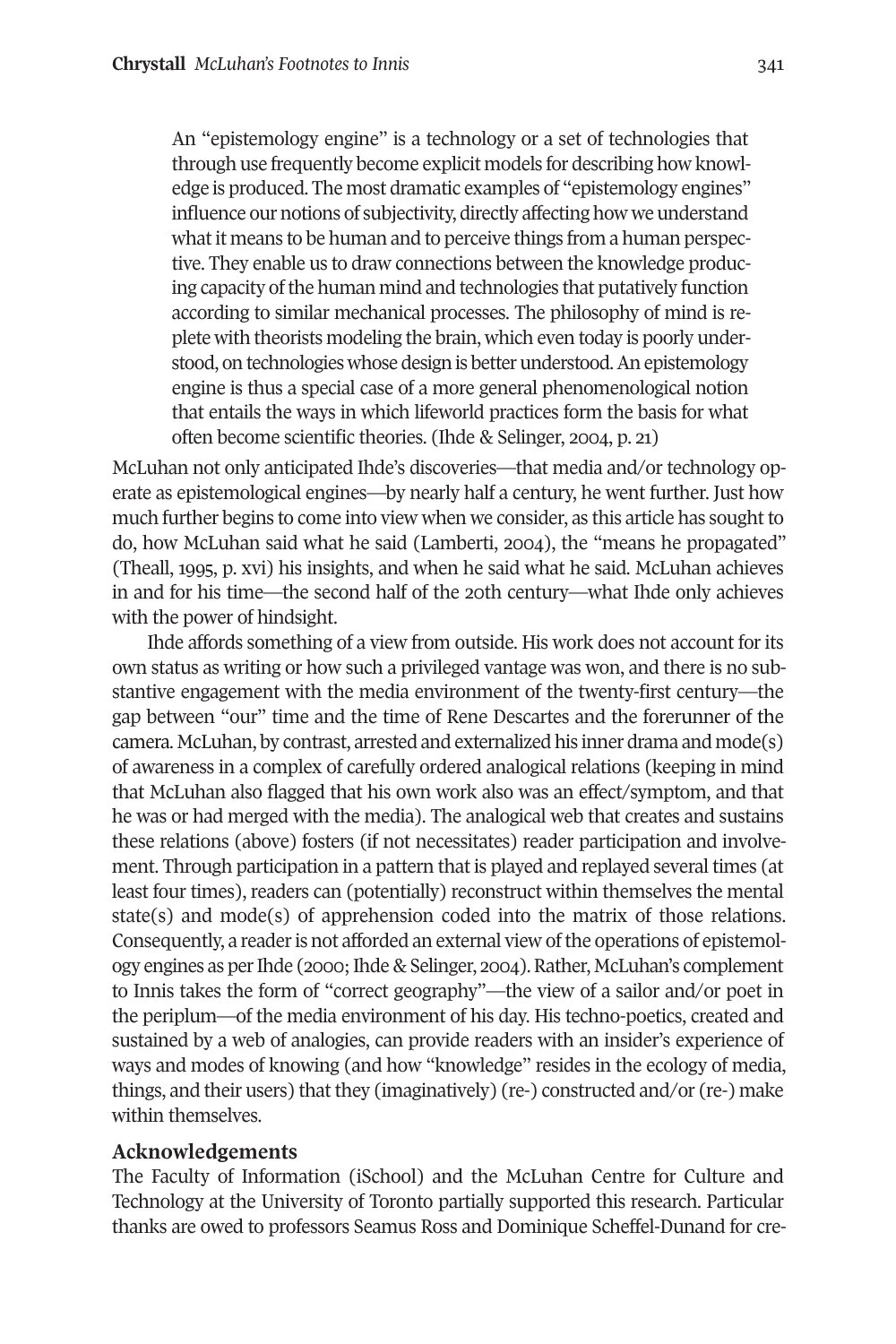> An "epistemology engine" is a technology or a set of technologies that through use frequently become explicit models for describing how knowledge is produced. The most dramatic examples of "epistemology engines" influence our notions of subjectivity, directly affecting how we understand what it means to be human and to perceive things from a human perspective. They enable us to draw connections between the knowledge producing capacity of the human mind and technologies that putatively function according to similar mechanical processes. The philosophy of mind is replete with theorists modeling the brain, which even today is poorly understood, on technologies whose design is better understood. An epistemology engine is thus a special case of a more general phenomenological notion that entails the ways in which lifeworld practices form the basis for what often become scientific theories. (Ihde & Selinger, 2004, p. 21)

McLuhan not only anticipated Ihde's discoveries—that media and/or technology operate as epistemological engines—by nearly half a century, he went further. Just how much further begins to come into view when we consider, as this article has sought to do, how McLuhan said what he said (Lamberti, 2004), the "means he propagated" (Theall, 1995, p. xvi) his insights, and when he said what he said. McLuhan achieves in and for his time—the second half of the 20th century—what Ihde only achieves with the power of hindsight.

Ihde affords something of a view from outside. His work does not account for its own status as writing or how such a privileged vantage was won, and there is no substantive engagement with the media environment of the twenty-first century—the gap between "our" time and the time of Rene Descartes and the forerunner of the camera. McLuhan, by contrast, arrested and externalized his inner drama and mode(s) of awareness in a complex of carefully ordered analogical relations (keeping in mind that McLuhan also flagged that his own work also was an effect/symptom, and that he was or had merged with the media). The analogical web that creates and sustains these relations (above) fosters (if not necessitates) reader participation and involvement. Through participation in a pattern that is played and replayed several times (at least four times), readers can (potentially) reconstruct within themselves the mental state(s) and mode(s) of apprehension coded into the matrix of those relations. Consequently, a reader is not afforded an external view of the operations of epistemology engines as per Ihde (2000; Ihde & Selinger, 2004). Rather, McLuhan's complement to Innis takes the form of "correct geography"—the view of a sailor and/or poet in the periplum—of the media environment of his day. His techno-poetics, created and sustained by a web of analogies, can provide readers with an insider's experience of ways and modes of knowing (and how "knowledge" resides in the ecology of media, things, and their users) that they (imaginatively) (re-) constructed and/or (re-) make within themselves.

## Acknowledgements

The Faculty of Information (iSchool) and the McLuhan Centre for Culture and Technology at the University of Toronto partially supported this research. Particular thanks are owed to professors Seamus Ross and Dominique Scheffel-Dunand for cre-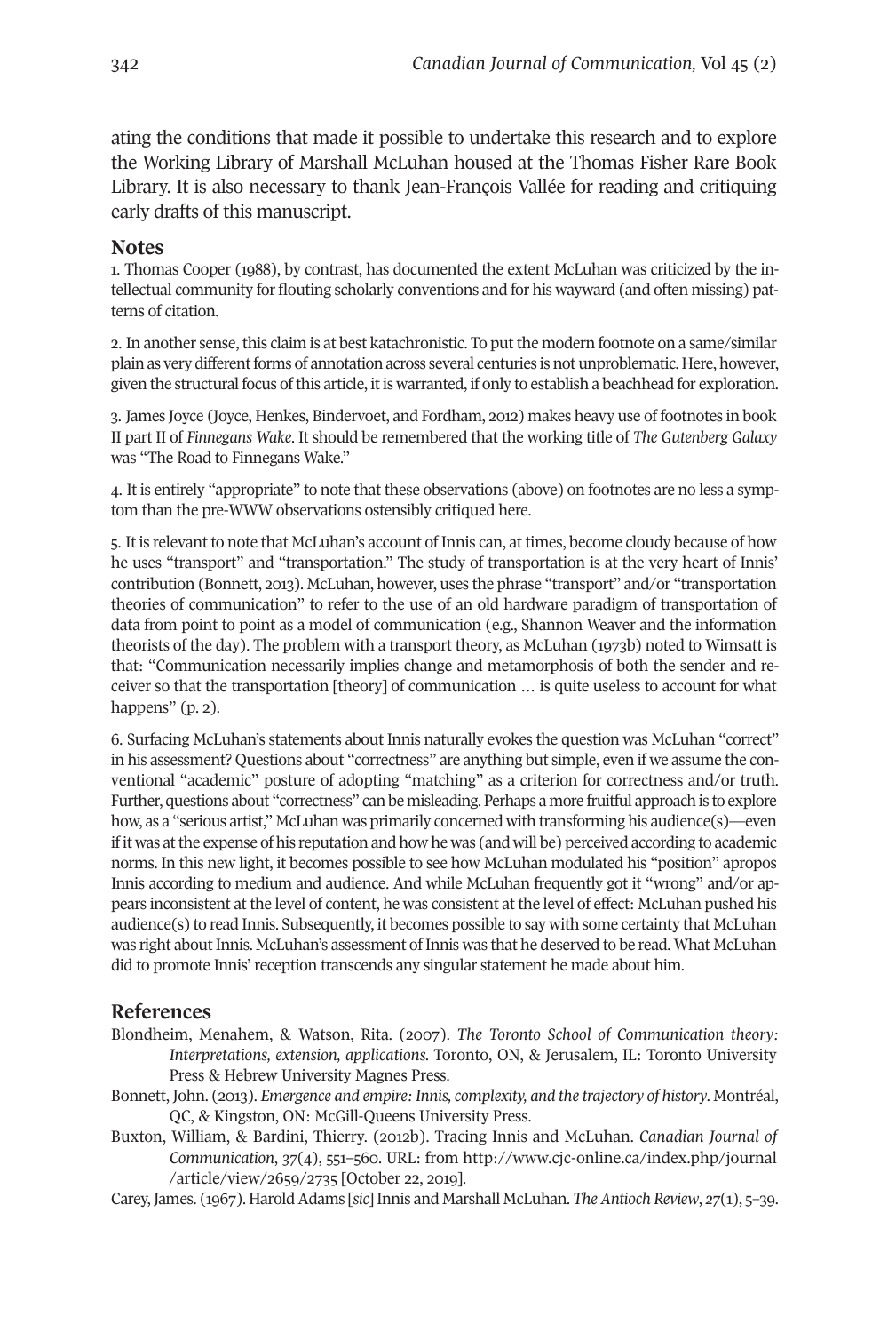ating the conditions that made it possible to undertake this research and to explore the Working Library of Marshall McLuhan housed at the Thomas Fisher Rare Book Library. It is also necessary to thank Jean-François Vallée for reading and critiquing early drafts of this manuscript.

## Notes

1. Thomas Cooper (1988), by contrast, has documented the extent McLuhan was criticized by the intellectual community for flouting scholarly conventions and for his wayward (and often missing) patterns of citation.

2. In another sense, this claim is at best katachronistic. To put the modern footnote on a same/similar plain as very different forms of annotation across several centuries is not unproblematic. Here, however, given the structural focus of this article, it is warranted, if only to establish a beachhead for exploration.

3. James Joyce (Joyce, Henkes, Bindervoet, and Fordham, 2012) makes heavy use of footnotes in book II part II of *Finnegans Wake*. It should be remembered that the working title of *The Gutenberg Galaxy* was "The Road to Finnegans Wake."

4. It is entirely "appropriate" to note that these observations (above) on footnotes are no less a symptom than the pre-WWW observations ostensibly critiqued here.

5. It is relevant to note that McLuhan's account of Innis can, at times, become cloudy because of how he uses "transport" and "transportation." The study of transportation is at the very heart of Innis' contribution (Bonnett, 2013). McLuhan, however, uses the phrase "transport" and/or "transportation theories of communication" to refer to the use of an old hardware paradigm of transportation of data from point to point as a model of communication (e.g., Shannon Weaver and the information theorists of the day). The problem with a transport theory, as McLuhan (1973b) noted to Wimsatt is that: "Communication necessarily implies change and metamorphosis of both the sender and receiver so that the transportation [theory] of communication … is quite useless to account for what happens" (p. 2).

6. Surfacing McLuhan's statements about Innis naturally evokes the question was McLuhan "correct" in his assessment? Questions about "correctness" are anything but simple, even if we assume the conventional "academic" posture of adopting "matching" as a criterion for correctness and/or truth. Further, questions about "correctness" can be misleading. Perhaps a more fruitful approach is to explore how, as a "serious artist," McLuhan was primarily concerned with transforming his audience(s)—even if it was at the expense of his reputation and how he was (and will be) perceived according to academic norms. In this new light, it becomes possible to see how McLuhan modulated his "position" apropos Innis according to medium and audience. And while McLuhan frequently got it "wrong" and/or appears inconsistent at the level of content, he was consistent at the level of effect: McLuhan pushed his audience(s) to read Innis. Subsequently, it becomes possible to say with some certainty that McLuhan was right about Innis. McLuhan's assessment of Innis was that he deserved to be read. What McLuhan did to promote Innis' reception transcends any singular statement he made about him.

## References

Blondheim, Menahem, & Watson, Rita. (2007). *The Toronto School of Communication theory: Interpretations, extension, applications.* Toronto, ON, & Jerusalem, IL: Toronto University Press & Hebrew University Magnes Press.

Bonnett, John. (2013). *Emergence and empire: Innis, complexity, and the trajectory of history*. Montréal, QC, & Kingston, ON: McGill-Queens University Press.

Buxton, William, & Bardini, Thierry. (2012b). Tracing Innis and McLuhan. *Canadian Journal of Communication*, *37*(4), 551–560. URL: from http://www.cjc-online.ca/index.php/journal/article/view/2659/2735 [October 22, 2019].

Carey, James. (1967). Harold Adams [*sic*] Innis and Marshall McLuhan. *The Antioch Review*, *27*(1), 5–39.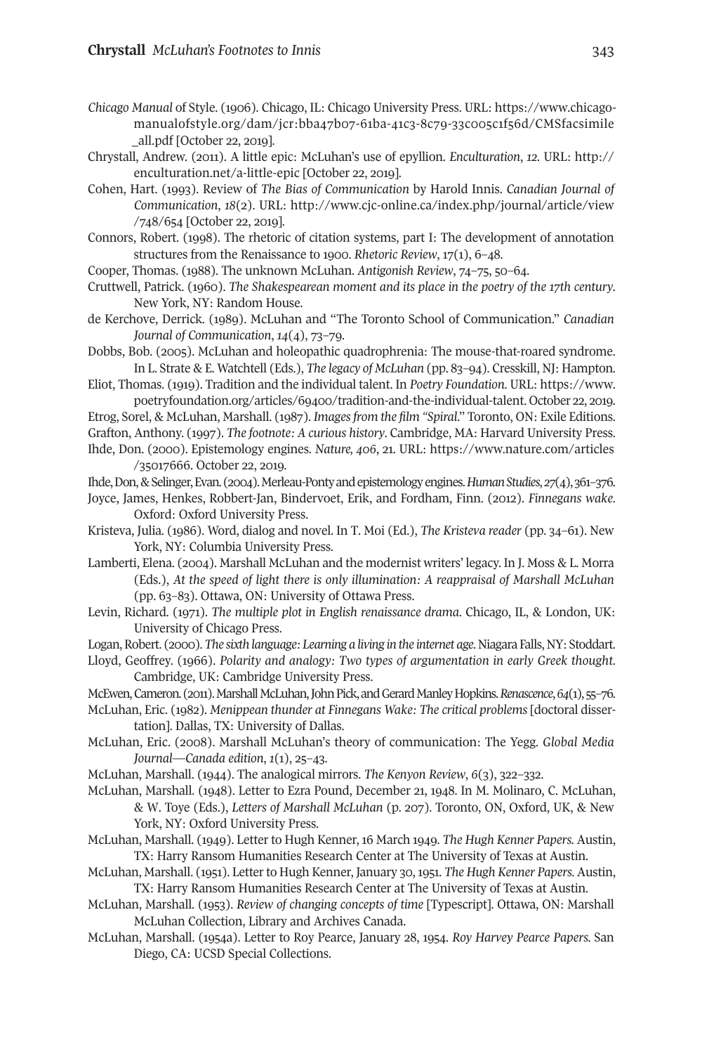*Chicago Manual* of Style. (1906). Chicago, IL: Chicago University Press. URL: https://www.chicagomanualofstyle.org/dam/jcr:bba47b07-61ba-41c3-8c79-33c005c1f56d/CMSfacsimile_all.pdf [October 22, 2019].

Chrystall, Andrew. (2011). A little epic: McLuhan's use of epyllion. *Enculturation*, *12*. URL: http://enculturation.net/a-little-epic [October 22, 2019].

Cohen, Hart. (1993). Review of *The Bias of Communication* by Harold Innis. *Canadian Journal of Communication*, *18*(2). URL: http://www.cjc-online.ca/index.php/journal/article/view/748/654 [October 22, 2019].

Connors, Robert. (1998). The rhetoric of citation systems, part I: The development of annotation structures from the Renaissance to 1900. *Rhetoric Review*, 17(1), 6–48.

Cooper, Thomas. (1988). The unknown McLuhan. *Antigonish Review*, 74–75, 50–64.

Cruttwell, Patrick. (1960). *The Shakespearean moment and its place in the poetry of the 17th century*. New York, NY: Random House.

de Kerchove, Derrick. (1989). McLuhan and "The Toronto School of Communication." *Canadian Journal of Communication*, *14*(4), 73–79.

Dobbs, Bob. (2005). McLuhan and holeopathic quadrophrenia: The mouse-that-roared syndrome. In L. Strate & E. Watchtell (Eds.), *The legacy of McLuhan* (pp. 83–94). Cresskill, NJ: Hampton.

Eliot, Thomas. (1919). Tradition and the individual talent. In *Poetry Foundation*. URL: https://www.poetryfoundation.org/articles/69400/tradition-and-the-individual-talent. October 22, 2019.

Etrog, Sorel, & McLuhan, Marshall. (1987). *Images from the film "Spiral."* Toronto, ON: Exile Editions.

Grafton, Anthony. (1997). *The footnote: A curious history*. Cambridge, MA: Harvard University Press.

Ihde, Don. (2000). Epistemology engines. *Nature, 406*, 21. URL: https://www.nature.com/articles/35017666. October 22, 2019.

Ihde, Don, & Selinger, Evan. (2004). Merleau-Ponty and epistemology engines. *Human Studies*, *27*(4), 361–376.

Joyce, James, Henkes, Robbert-Jan, Bindervoet, Erik, and Fordham, Finn. (2012). *Finnegans wake*. Oxford: Oxford University Press.

Kristeva, Julia. (1986). Word, dialog and novel. In T. Moi (Ed.), *The Kristeva reader* (pp. 34–61). New York, NY: Columbia University Press.

Lamberti, Elena. (2004). Marshall McLuhan and the modernist writers' legacy. In J. Moss & L. Morra (Eds.), *At the speed of light there is only illumination: A reappraisal of Marshall McLuhan* (pp. 63–83). Ottawa, ON: University of Ottawa Press.

Levin, Richard. (1971). *The multiple plot in English renaissance drama*. Chicago, IL, & London, UK: University of Chicago Press.

Logan, Robert. (2000). *The sixth language: Learning a living in the internet age*. Niagara Falls, NY: Stoddart.

Lloyd, Geoffrey. (1966). *Polarity and analogy: Two types of argumentation in early Greek thought*. Cambridge, UK: Cambridge University Press.

McEwen, Cameron. (2011). Marshall McLuhan, John Pick, and Gerard Manley Hopkins. *Renascence*, *64*(1), 55–76.

McLuhan, Eric. (1982). *Menippean thunder at Finnegans Wake: The critical problems* [doctoral dissertation]. Dallas, TX: University of Dallas.

McLuhan, Eric. (2008). Marshall McLuhan's theory of communication: The Yegg. *Global Media Journal—Canada edition*, *1*(1), 25–43.

McLuhan, Marshall. (1944). The analogical mirrors. *The Kenyon Review*, *6*(3), 322–332.

McLuhan, Marshall. (1948). Letter to Ezra Pound, December 21, 1948. In M. Molinaro, C. McLuhan, & W. Toye (Eds.), *Letters of Marshall McLuhan* (p. 207). Toronto, ON, Oxford, UK, & New York, NY: Oxford University Press.

McLuhan, Marshall. (1949). Letter to Hugh Kenner, 16 March 1949. *The Hugh Kenner Papers*. Austin, TX: Harry Ransom Humanities Research Center at The University of Texas at Austin.

McLuhan, Marshall. (1951). Letter to Hugh Kenner, January 30, 1951. *The Hugh Kenner Papers*. Austin, TX: Harry Ransom Humanities Research Center at The University of Texas at Austin.

McLuhan, Marshall. (1953). *Review of changing concepts of time* [Typescript]. Ottawa, ON: Marshall McLuhan Collection, Library and Archives Canada.

McLuhan, Marshall. (1954a). Letter to Roy Pearce, January 28, 1954. *Roy Harvey Pearce Papers*. San Diego, CA: UCSD Special Collections.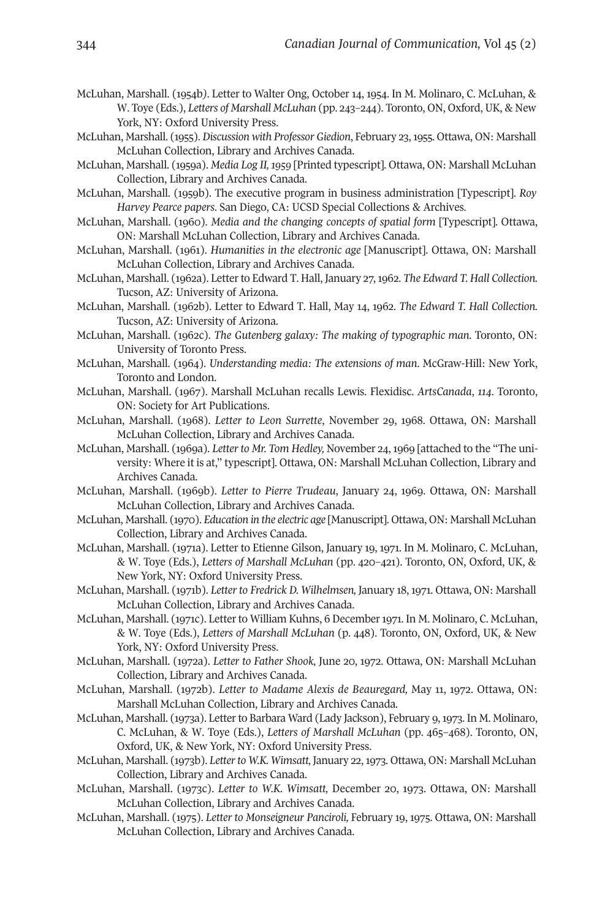McLuhan, Marshall. (1954b). Letter to Walter Ong, October 14, 1954. In M. Molinaro, C. McLuhan, & W. Toye (Eds.), *Letters of Marshall McLuhan* (pp. 243–244). Toronto, ON, Oxford, UK, & New York, NY: Oxford University Press.

McLuhan, Marshall. (1955). *Discussion with Professor Giedion*, February 23, 1955. Ottawa, ON: Marshall McLuhan Collection, Library and Archives Canada.

McLuhan, Marshall. (1959a). *Media Log II, 1959* [Printed typescript]. Ottawa, ON: Marshall McLuhan Collection, Library and Archives Canada.

McLuhan, Marshall. (1959b). The executive program in business administration [Typescript]. *Roy Harvey Pearce papers*. San Diego, CA: UCSD Special Collections & Archives.

McLuhan, Marshall. (1960). *Media and the changing concepts of spatial form* [Typescript]. Ottawa, ON: Marshall McLuhan Collection, Library and Archives Canada.

McLuhan, Marshall. (1961). *Humanities in the electronic age* [Manuscript]. Ottawa, ON: Marshall McLuhan Collection, Library and Archives Canada.

McLuhan, Marshall. (1962a). Letter to Edward T. Hall, January 27, 1962. *The Edward T. Hall Collection.* Tucson, AZ: University of Arizona.

McLuhan, Marshall. (1962b). Letter to Edward T. Hall, May 14, 1962. *The Edward T. Hall Collection.* Tucson, AZ: University of Arizona.

McLuhan, Marshall. (1962c). *The Gutenberg galaxy: The making of typographic man.* Toronto, ON: University of Toronto Press.

McLuhan, Marshall. (1964). *Understanding media: The extensions of man.* McGraw-Hill: New York, Toronto and London.

McLuhan, Marshall. (1967). Marshall McLuhan recalls Lewis. Flexidisc. *ArtsCanada*, *114*. Toronto, ON: Society for Art Publications.

McLuhan, Marshall. (1968). *Letter to Leon Surrette*, November 29, 1968. Ottawa, ON: Marshall McLuhan Collection, Library and Archives Canada.

McLuhan, Marshall. (1969a). *Letter to Mr. Tom Hedley,* November 24, 1969 [attached to the "The university: Where it is at," typescript]. Ottawa, ON: Marshall McLuhan Collection, Library and Archives Canada.

McLuhan, Marshall. (1969b). *Letter to Pierre Trudeau*, January 24, 1969. Ottawa, ON: Marshall McLuhan Collection, Library and Archives Canada.

McLuhan, Marshall. (1970). *Education in the electric age* [Manuscript]. Ottawa, ON: Marshall McLuhan Collection, Library and Archives Canada.

McLuhan, Marshall. (1971a). Letter to Etienne Gilson, January 19, 1971. In M. Molinaro, C. McLuhan, & W. Toye (Eds.), *Letters of Marshall McLuhan* (pp. 420–421). Toronto, ON, Oxford, UK, & New York, NY: Oxford University Press.

McLuhan, Marshall. (1971b). *Letter to Fredrick D. Wilhelmsen,* January 18, 1971. Ottawa, ON: Marshall McLuhan Collection, Library and Archives Canada.

McLuhan, Marshall. (1971c). Letter to William Kuhns, 6 December 1971. In M. Molinaro, C. McLuhan, & W. Toye (Eds.), *Letters of Marshall McLuhan* (p. 448). Toronto, ON, Oxford, UK, & New York, NY: Oxford University Press.

McLuhan, Marshall. (1972a). *Letter to Father Shook,* June 20, 1972. Ottawa, ON: Marshall McLuhan Collection, Library and Archives Canada.

McLuhan, Marshall. (1972b). *Letter to Madame Alexis de Beauregard,* May 11, 1972. Ottawa, ON: Marshall McLuhan Collection, Library and Archives Canada.

McLuhan, Marshall. (1973a). Letter to Barbara Ward (Lady Jackson), February 9, 1973. In M. Molinaro, C. McLuhan, & W. Toye (Eds.), *Letters of Marshall McLuhan* (pp. 465–468). Toronto, ON, Oxford, UK, & New York, NY: Oxford University Press.

McLuhan, Marshall. (1973b). *Letter to W.K. Wimsatt,* January 22, 1973. Ottawa, ON: Marshall McLuhan Collection, Library and Archives Canada.

McLuhan, Marshall. (1973c). *Letter to W.K. Wimsatt,* December 20, 1973. Ottawa, ON: Marshall McLuhan Collection, Library and Archives Canada.

McLuhan, Marshall. (1975). *Letter to Monseigneur Panciroli,* February 19, 1975. Ottawa, ON: Marshall McLuhan Collection, Library and Archives Canada.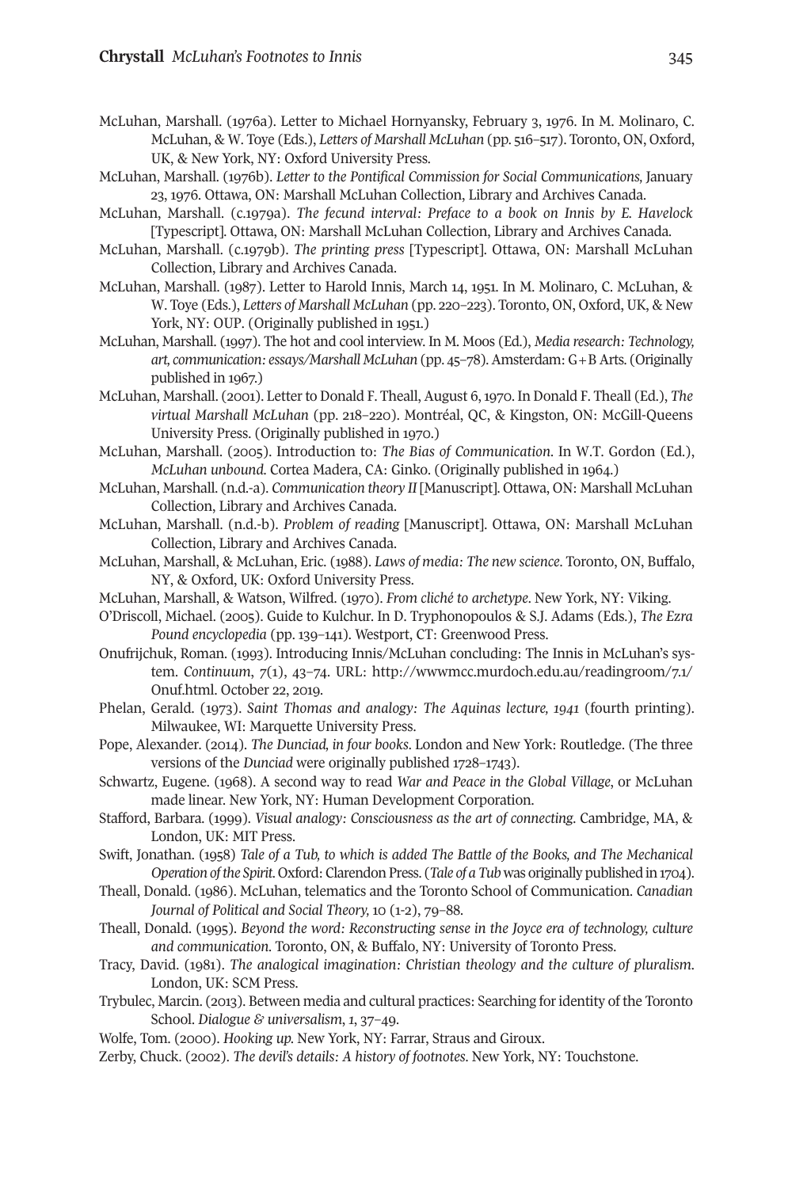McLuhan, Marshall. (1976a). Letter to Michael Hornyansky, February 3, 1976. In M. Molinaro, C. McLuhan, & W. Toye (Eds.), *Letters of Marshall McLuhan* (pp. 516–517). Toronto, ON, Oxford, UK, & New York, NY: Oxford University Press.

McLuhan, Marshall. (1976b). *Letter to the Pontifical Commission for Social Communications,* January 23, 1976. Ottawa, ON: Marshall McLuhan Collection, Library and Archives Canada.

McLuhan, Marshall. (c.1979a). *The fecund interval: Preface to a book on Innis by E. Havelock* [Typescript]. Ottawa, ON: Marshall McLuhan Collection, Library and Archives Canada.

McLuhan, Marshall. (c.1979b). *The printing press* [Typescript]. Ottawa, ON: Marshall McLuhan Collection, Library and Archives Canada.

McLuhan, Marshall. (1987). Letter to Harold Innis, March 14, 1951. In M. Molinaro, C. McLuhan, & W. Toye (Eds.), *Letters of Marshall McLuhan* (pp. 220–223). Toronto, ON, Oxford, UK, & New York, NY: OUP. (Originally published in 1951.)

McLuhan, Marshall. (1997). The hot and cool interview. In M. Moos (Ed.), *Media research: Technology, art, communication: essays/Marshall McLuhan* (pp. 45–78). Amsterdam: G+B Arts. (Originally published in 1967.)

McLuhan, Marshall. (2001). Letter to Donald F. Theall, August 6, 1970. In Donald F. Theall (Ed.), *The virtual Marshall McLuhan* (pp. 218–220). Montréal, QC, & Kingston, ON: McGill-Queens University Press. (Originally published in 1970.)

McLuhan, Marshall. (2005). Introduction to: *The Bias of Communication*. In W.T. Gordon (Ed.), *McLuhan unbound*. Cortea Madera, CA: Ginko. (Originally published in 1964.)

McLuhan, Marshall. (n.d.-a). *Communication theory II* [Manuscript]. Ottawa, ON: Marshall McLuhan Collection, Library and Archives Canada.

McLuhan, Marshall. (n.d.-b). *Problem of reading* [Manuscript]. Ottawa, ON: Marshall McLuhan Collection, Library and Archives Canada.

McLuhan, Marshall, & McLuhan, Eric. (1988). *Laws of media: The new science*. Toronto, ON, Buffalo, NY, & Oxford, UK: Oxford University Press.

McLuhan, Marshall, & Watson, Wilfred. (1970). *From cliché to archetype*. New York, NY: Viking.

O'Driscoll, Michael. (2005). Guide to Kulchur. In D. Tryphonopoulos & S.J. Adams (Eds.), *The Ezra Pound encyclopedia* (pp. 139–141). Westport, CT: Greenwood Press.

Onufrijchuk, Roman. (1993). Introducing Innis/McLuhan concluding: The Innis in McLuhan's system. *Continuum*, *7*(1), 43–74. URL: http://wwwmcc.murdoch.edu.au/readingroom/7.1/Onuf.html. October 22, 2019.

Phelan, Gerald. (1973). *Saint Thomas and analogy: The Aquinas lecture, 1941* (fourth printing). Milwaukee, WI: Marquette University Press.

Pope, Alexander. (2014). *The Dunciad, in four books*. London and New York: Routledge. (The three versions of the *Dunciad* were originally published 1728–1743).

Schwartz, Eugene. (1968). A second way to read *War and Peace in the Global Village*, or McLuhan made linear. New York, NY: Human Development Corporation.

Stafford, Barbara. (1999). *Visual analogy: Consciousness as the art of connecting*. Cambridge, MA, & London, UK: MIT Press.

Swift, Jonathan. (1958) *Tale of a Tub, to which is added The Battle of the Books, and The Mechanical Operation of the Spirit*. Oxford: Clarendon Press. (*Tale of a Tub* was originally published in 1704).

Theall, Donald. (1986). McLuhan, telematics and the Toronto School of Communication. *Canadian Journal of Political and Social Theory,* 10 (1-2), 79–88.

Theall, Donald. (1995). *Beyond the word: Reconstructing sense in the Joyce era of technology, culture and communication*. Toronto, ON, & Buffalo, NY: University of Toronto Press.

Tracy, David. (1981). *The analogical imagination: Christian theology and the culture of pluralism*. London, UK: SCM Press.

Trybulec, Marcin. (2013). Between media and cultural practices: Searching for identity of the Toronto School. *Dialogue & universalism*, *1*, 37–49.

Wolfe, Tom. (2000). *Hooking up*. New York, NY: Farrar, Straus and Giroux.

Zerby, Chuck. (2002). *The devil's details: A history of footnotes*. New York, NY: Touchstone.